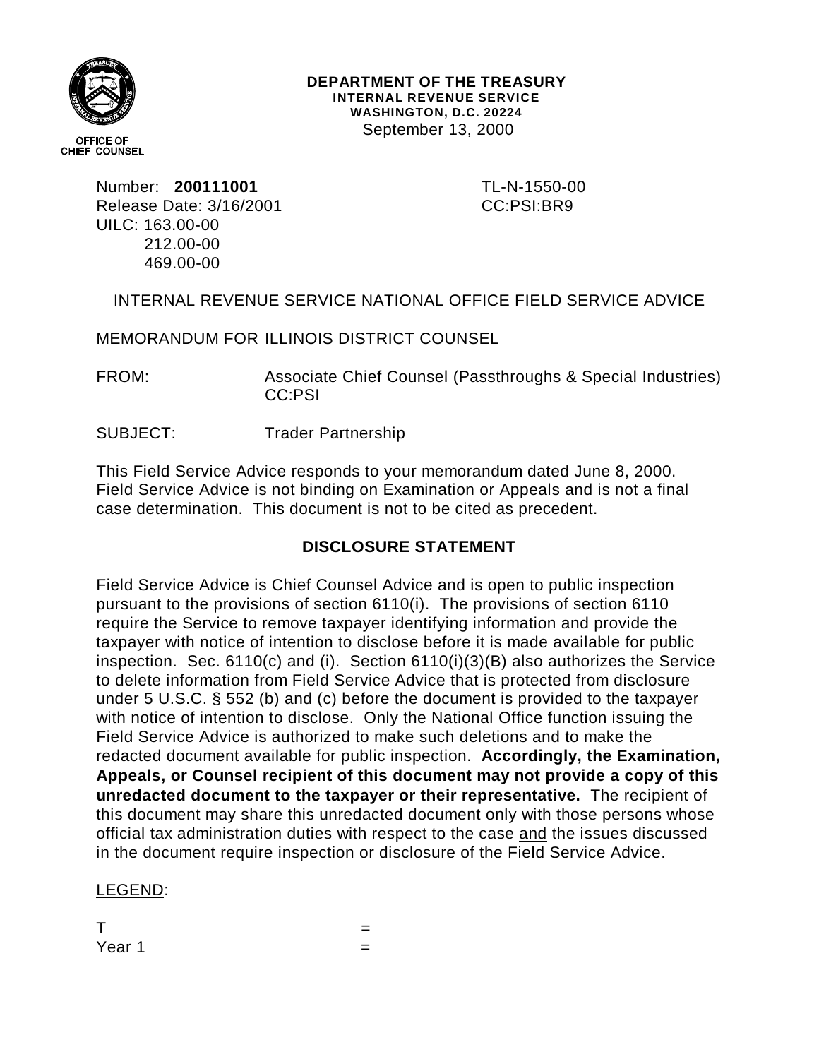**DEPARTMENT OF THE TREASURY**
**INTERNAL REVENUE SERVICE**
**WASHINGTON, D.C. 20224**
September 13, 2000

OFFICE OF
CHIEF COUNSEL

Number: **200111001**
Release Date: 3/16/2001
UILC: 163.00-00
212.00-00
469.00-00

TL-N-1550-00
CC:PSI:BR9

INTERNAL REVENUE SERVICE NATIONAL OFFICE FIELD SERVICE ADVICE

MEMORANDUM FOR ILLINOIS DISTRICT COUNSEL

FROM: Associate Chief Counsel (Passthroughs & Special Industries) CC:PSI

SUBJECT: Trader Partnership

This Field Service Advice responds to your memorandum dated June 8, 2000. Field Service Advice is not binding on Examination or Appeals and is not a final case determination. This document is not to be cited as precedent.

## DISCLOSURE STATEMENT

Field Service Advice is Chief Counsel Advice and is open to public inspection pursuant to the provisions of section 6110(i). The provisions of section 6110 require the Service to remove taxpayer identifying information and provide the taxpayer with notice of intention to disclose before it is made available for public inspection. Sec. 6110(c) and (i). Section 6110(i)(3)(B) also authorizes the Service to delete information from Field Service Advice that is protected from disclosure under 5 U.S.C. § 552 (b) and (c) before the document is provided to the taxpayer with notice of intention to disclose. Only the National Office function issuing the Field Service Advice is authorized to make such deletions and to make the redacted document available for public inspection. **Accordingly, the Examination, Appeals, or Counsel recipient of this document may not provide a copy of this unredacted document to the taxpayer or their representative.** The recipient of this document may share this unredacted document only with those persons whose official tax administration duties with respect to the case and the issues discussed in the document require inspection or disclosure of the Field Service Advice.

LEGEND:

T =
Year 1 =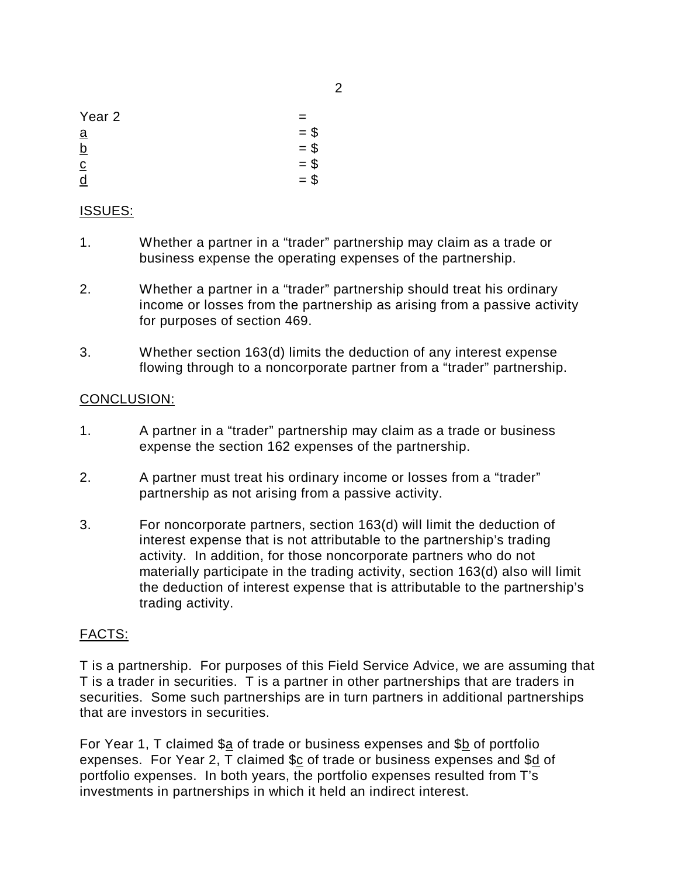| | |
|---|---|
| Year 2 | = |
| <u>a</u> | = $ |
| <u>b</u> | = $ |
| <u>c</u> | = $ |
| <u>d</u> | = $ |

<u>ISSUES:</u>

1. Whether a partner in a "trader" partnership may claim as a trade or business expense the operating expenses of the partnership.

2. Whether a partner in a "trader" partnership should treat his ordinary income or losses from the partnership as arising from a passive activity for purposes of section 469.

3. Whether section 163(d) limits the deduction of any interest expense flowing through to a noncorporate partner from a "trader" partnership.

<u>CONCLUSION:</u>

1. A partner in a "trader" partnership may claim as a trade or business expense the section 162 expenses of the partnership.

2. A partner must treat his ordinary income or losses from a "trader" partnership as not arising from a passive activity.

3. For noncorporate partners, section 163(d) will limit the deduction of interest expense that is not attributable to the partnership's trading activity. In addition, for those noncorporate partners who do not materially participate in the trading activity, section 163(d) also will limit the deduction of interest expense that is attributable to the partnership's trading activity.

<u>FACTS:</u>

T is a partnership. For purposes of this Field Service Advice, we are assuming that T is a trader in securities. T is a partner in other partnerships that are traders in securities. Some such partnerships are in turn partners in additional partnerships that are investors in securities.

For Year 1, T claimed $<u>a</u> of trade or business expenses and $<u>b</u> of portfolio expenses. For Year 2, T claimed $<u>c</u> of trade or business expenses and $<u>d</u> of portfolio expenses. In both years, the portfolio expenses resulted from T's investments in partnerships in which it held an indirect interest.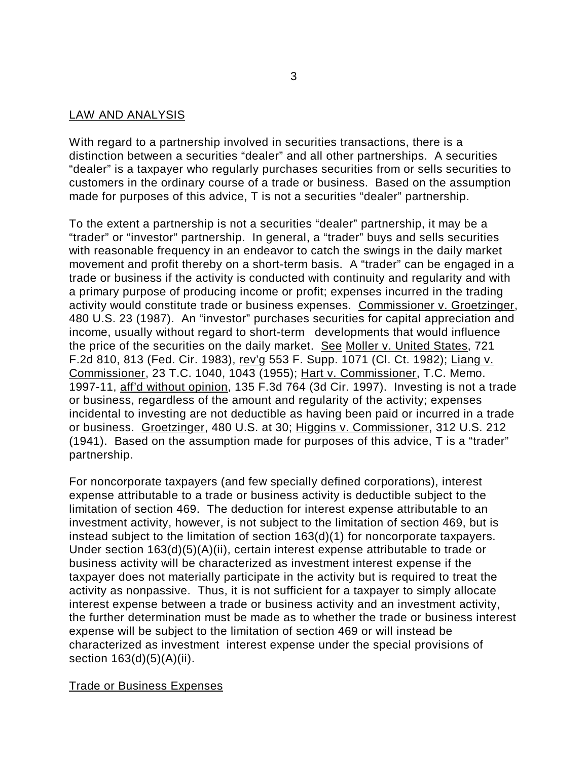## LAW AND ANALYSIS

With regard to a partnership involved in securities transactions, there is a distinction between a securities "dealer" and all other partnerships. A securities "dealer" is a taxpayer who regularly purchases securities from or sells securities to customers in the ordinary course of a trade or business. Based on the assumption made for purposes of this advice, T is not a securities "dealer" partnership.

To the extent a partnership is not a securities "dealer" partnership, it may be a "trader" or "investor" partnership. In general, a "trader" buys and sells securities with reasonable frequency in an endeavor to catch the swings in the daily market movement and profit thereby on a short-term basis. A "trader" can be engaged in a trade or business if the activity is conducted with continuity and regularity and with a primary purpose of producing income or profit; expenses incurred in the trading activity would constitute trade or business expenses. Commissioner v. Groetzinger, 480 U.S. 23 (1987). An "investor" purchases securities for capital appreciation and income, usually without regard to short-term developments that would influence the price of the securities on the daily market. See Moller v. United States, 721 F.2d 810, 813 (Fed. Cir. 1983), rev'g 553 F. Supp. 1071 (Cl. Ct. 1982); Liang v. Commissioner, 23 T.C. 1040, 1043 (1955); Hart v. Commissioner, T.C. Memo. 1997-11, aff'd without opinion, 135 F.3d 764 (3d Cir. 1997). Investing is not a trade or business, regardless of the amount and regularity of the activity; expenses incidental to investing are not deductible as having been paid or incurred in a trade or business. Groetzinger, 480 U.S. at 30; Higgins v. Commissioner, 312 U.S. 212 (1941). Based on the assumption made for purposes of this advice, T is a "trader" partnership.

For noncorporate taxpayers (and few specially defined corporations), interest expense attributable to a trade or business activity is deductible subject to the limitation of section 469. The deduction for interest expense attributable to an investment activity, however, is not subject to the limitation of section 469, but is instead subject to the limitation of section 163(d)(1) for noncorporate taxpayers. Under section 163(d)(5)(A)(ii), certain interest expense attributable to trade or business activity will be characterized as investment interest expense if the taxpayer does not materially participate in the activity but is required to treat the activity as nonpassive. Thus, it is not sufficient for a taxpayer to simply allocate interest expense between a trade or business activity and an investment activity, the further determination must be made as to whether the trade or business interest expense will be subject to the limitation of section 469 or will instead be characterized as investment interest expense under the special provisions of section 163(d)(5)(A)(ii).

### Trade or Business Expenses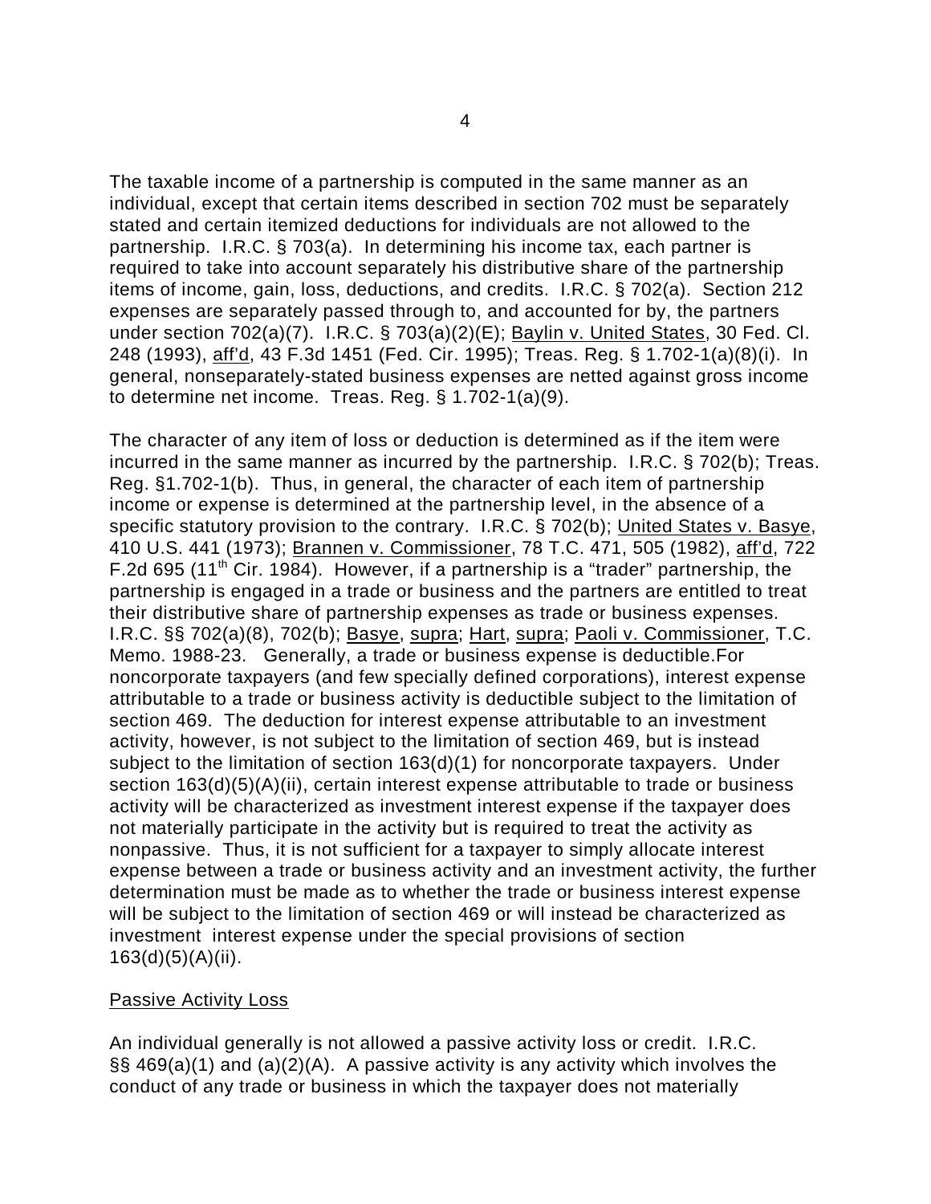The taxable income of a partnership is computed in the same manner as an individual, except that certain items described in section 702 must be separately stated and certain itemized deductions for individuals are not allowed to the partnership. I.R.C. § 703(a). In determining his income tax, each partner is required to take into account separately his distributive share of the partnership items of income, gain, loss, deductions, and credits. I.R.C. § 702(a). Section 212 expenses are separately passed through to, and accounted for by, the partners under section 702(a)(7). I.R.C. § 703(a)(2)(E); Baylin v. United States, 30 Fed. Cl. 248 (1993), aff'd, 43 F.3d 1451 (Fed. Cir. 1995); Treas. Reg. § 1.702-1(a)(8)(i). In general, nonseparately-stated business expenses are netted against gross income to determine net income. Treas. Reg. § 1.702-1(a)(9).

The character of any item of loss or deduction is determined as if the item were incurred in the same manner as incurred by the partnership. I.R.C. § 702(b); Treas. Reg. §1.702-1(b). Thus, in general, the character of each item of partnership income or expense is determined at the partnership level, in the absence of a specific statutory provision to the contrary. I.R.C. § 702(b); United States v. Basye, 410 U.S. 441 (1973); Brannen v. Commissioner, 78 T.C. 471, 505 (1982), aff'd, 722 F.2d 695 (11th Cir. 1984). However, if a partnership is a "trader" partnership, the partnership is engaged in a trade or business and the partners are entitled to treat their distributive share of partnership expenses as trade or business expenses. I.R.C. §§ 702(a)(8), 702(b); Basye, supra; Hart, supra; Paoli v. Commissioner, T.C. Memo. 1988-23. Generally, a trade or business expense is deductible.For noncorporate taxpayers (and few specially defined corporations), interest expense attributable to a trade or business activity is deductible subject to the limitation of section 469. The deduction for interest expense attributable to an investment activity, however, is not subject to the limitation of section 469, but is instead subject to the limitation of section 163(d)(1) for noncorporate taxpayers. Under section 163(d)(5)(A)(ii), certain interest expense attributable to trade or business activity will be characterized as investment interest expense if the taxpayer does not materially participate in the activity but is required to treat the activity as nonpassive. Thus, it is not sufficient for a taxpayer to simply allocate interest expense between a trade or business activity and an investment activity, the further determination must be made as to whether the trade or business interest expense will be subject to the limitation of section 469 or will instead be characterized as investment interest expense under the special provisions of section 163(d)(5)(A)(ii).

## Passive Activity Loss

An individual generally is not allowed a passive activity loss or credit. I.R.C. §§ 469(a)(1) and (a)(2)(A). A passive activity is any activity which involves the conduct of any trade or business in which the taxpayer does not materially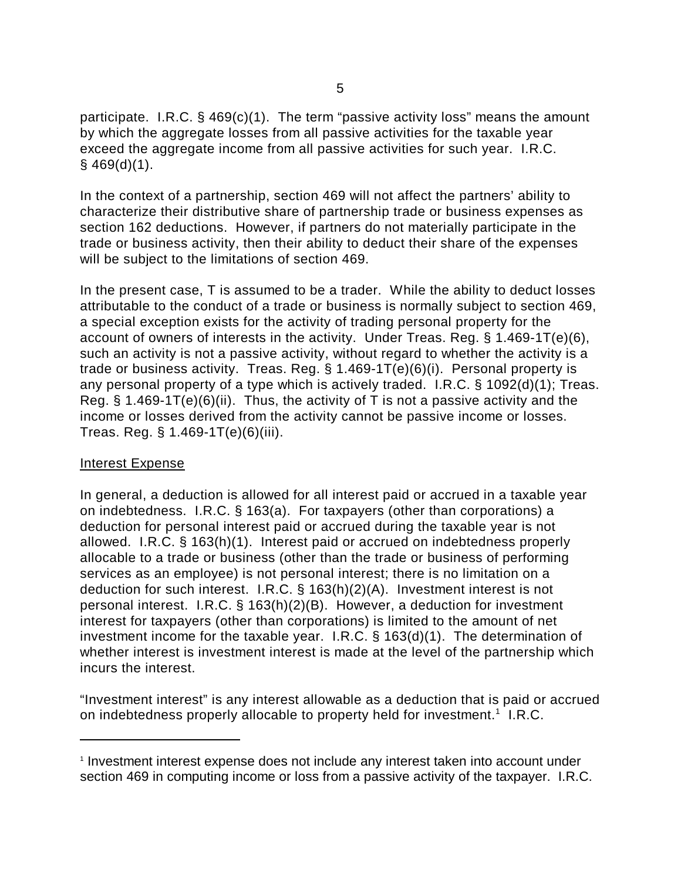participate. I.R.C. § 469(c)(1). The term "passive activity loss" means the amount by which the aggregate losses from all passive activities for the taxable year exceed the aggregate income from all passive activities for such year. I.R.C. § 469(d)(1).

In the context of a partnership, section 469 will not affect the partners' ability to characterize their distributive share of partnership trade or business expenses as section 162 deductions. However, if partners do not materially participate in the trade or business activity, then their ability to deduct their share of the expenses will be subject to the limitations of section 469.

In the present case, T is assumed to be a trader. While the ability to deduct losses attributable to the conduct of a trade or business is normally subject to section 469, a special exception exists for the activity of trading personal property for the account of owners of interests in the activity. Under Treas. Reg. § 1.469-1T(e)(6), such an activity is not a passive activity, without regard to whether the activity is a trade or business activity. Treas. Reg. § 1.469-1T(e)(6)(i). Personal property is any personal property of a type which is actively traded. I.R.C. § 1092(d)(1); Treas. Reg. § 1.469-1T(e)(6)(ii). Thus, the activity of T is not a passive activity and the income or losses derived from the activity cannot be passive income or losses. Treas. Reg. § 1.469-1T(e)(6)(iii).

Interest Expense

In general, a deduction is allowed for all interest paid or accrued in a taxable year on indebtedness. I.R.C. § 163(a). For taxpayers (other than corporations) a deduction for personal interest paid or accrued during the taxable year is not allowed. I.R.C. § 163(h)(1). Interest paid or accrued on indebtedness properly allocable to a trade or business (other than the trade or business of performing services as an employee) is not personal interest; there is no limitation on a deduction for such interest. I.R.C. § 163(h)(2)(A). Investment interest is not personal interest. I.R.C. § 163(h)(2)(B). However, a deduction for investment interest for taxpayers (other than corporations) is limited to the amount of net investment income for the taxable year. I.R.C. § 163(d)(1). The determination of whether interest is investment interest is made at the level of the partnership which incurs the interest.

"Investment interest" is any interest allowable as a deduction that is paid or accrued on indebtedness properly allocable to property held for investment.[1] I.R.C.

---

[1] Investment interest expense does not include any interest taken into account under section 469 in computing income or loss from a passive activity of the taxpayer. I.R.C.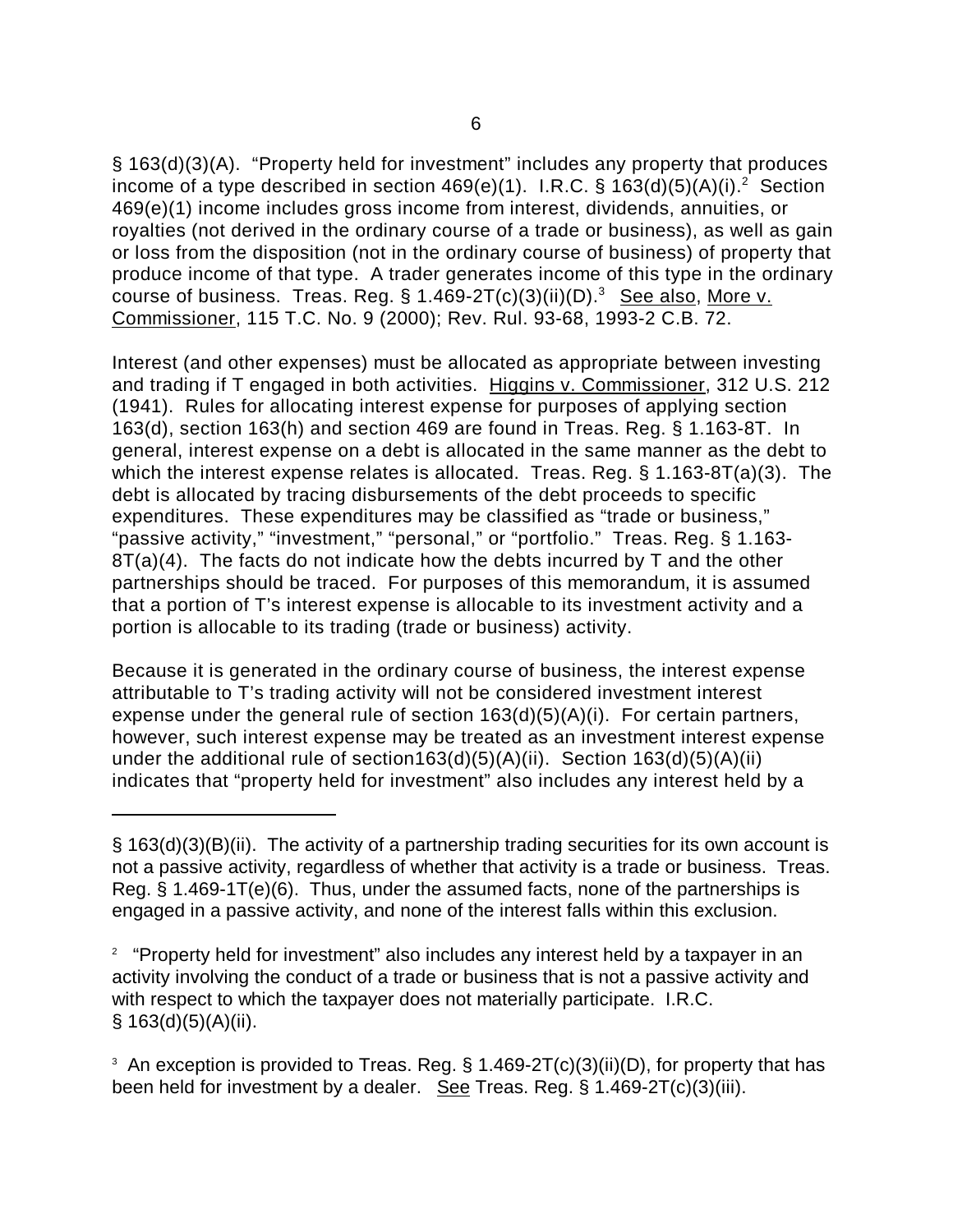§ 163(d)(3)(A). "Property held for investment" includes any property that produces income of a type described in section 469(e)(1). I.R.C. § 163(d)(5)(A)(i).[2] Section 469(e)(1) income includes gross income from interest, dividends, annuities, or royalties (not derived in the ordinary course of a trade or business), as well as gain or loss from the disposition (not in the ordinary course of business) of property that produce income of that type. A trader generates income of this type in the ordinary course of business. Treas. Reg. § 1.469-2T(c)(3)(ii)(D).[3] See also, More v. Commissioner, 115 T.C. No. 9 (2000); Rev. Rul. 93-68, 1993-2 C.B. 72.

Interest (and other expenses) must be allocated as appropriate between investing and trading if T engaged in both activities. Higgins v. Commissioner, 312 U.S. 212 (1941). Rules for allocating interest expense for purposes of applying section 163(d), section 163(h) and section 469 are found in Treas. Reg. § 1.163-8T. In general, interest expense on a debt is allocated in the same manner as the debt to which the interest expense relates is allocated. Treas. Reg. § 1.163-8T(a)(3). The debt is allocated by tracing disbursements of the debt proceeds to specific expenditures. These expenditures may be classified as "trade or business," "passive activity," "investment," "personal," or "portfolio." Treas. Reg. § 1.163-8T(a)(4). The facts do not indicate how the debts incurred by T and the other partnerships should be traced. For purposes of this memorandum, it is assumed that a portion of T's interest expense is allocable to its investment activity and a portion is allocable to its trading (trade or business) activity.

Because it is generated in the ordinary course of business, the interest expense attributable to T's trading activity will not be considered investment interest expense under the general rule of section 163(d)(5)(A)(i). For certain partners, however, such interest expense may be treated as an investment interest expense under the additional rule of section163(d)(5)(A)(ii). Section 163(d)(5)(A)(ii) indicates that "property held for investment" also includes any interest held by a

---

§ 163(d)(3)(B)(ii). The activity of a partnership trading securities for its own account is not a passive activity, regardless of whether that activity is a trade or business. Treas. Reg. § 1.469-1T(e)(6). Thus, under the assumed facts, none of the partnerships is engaged in a passive activity, and none of the interest falls within this exclusion.

[2] "Property held for investment" also includes any interest held by a taxpayer in an activity involving the conduct of a trade or business that is not a passive activity and with respect to which the taxpayer does not materially participate. I.R.C. § 163(d)(5)(A)(ii).

[3] An exception is provided to Treas. Reg. § 1.469-2T(c)(3)(ii)(D), for property that has been held for investment by a dealer. See Treas. Reg. § 1.469-2T(c)(3)(iii).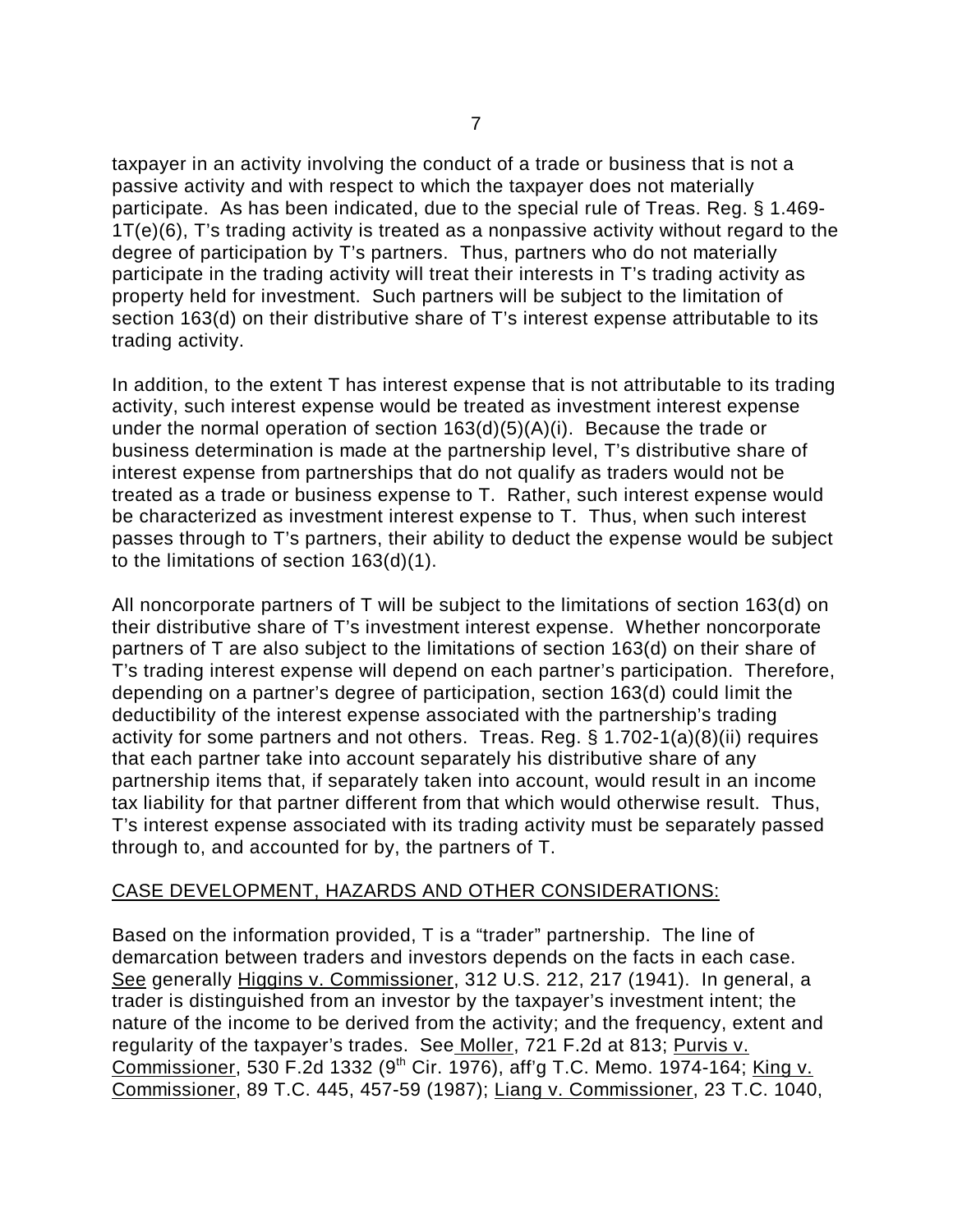taxpayer in an activity involving the conduct of a trade or business that is not a passive activity and with respect to which the taxpayer does not materially participate. As has been indicated, due to the special rule of Treas. Reg. § 1.469-1T(e)(6), T's trading activity is treated as a nonpassive activity without regard to the degree of participation by T's partners. Thus, partners who do not materially participate in the trading activity will treat their interests in T's trading activity as property held for investment. Such partners will be subject to the limitation of section 163(d) on their distributive share of T's interest expense attributable to its trading activity.

In addition, to the extent T has interest expense that is not attributable to its trading activity, such interest expense would be treated as investment interest expense under the normal operation of section 163(d)(5)(A)(i). Because the trade or business determination is made at the partnership level, T's distributive share of interest expense from partnerships that do not qualify as traders would not be treated as a trade or business expense to T. Rather, such interest expense would be characterized as investment interest expense to T. Thus, when such interest passes through to T's partners, their ability to deduct the expense would be subject to the limitations of section 163(d)(1).

All noncorporate partners of T will be subject to the limitations of section 163(d) on their distributive share of T's investment interest expense. Whether noncorporate partners of T are also subject to the limitations of section 163(d) on their share of T's trading interest expense will depend on each partner's participation. Therefore, depending on a partner's degree of participation, section 163(d) could limit the deductibility of the interest expense associated with the partnership's trading activity for some partners and not others. Treas. Reg. § 1.702-1(a)(8)(ii) requires that each partner take into account separately his distributive share of any partnership items that, if separately taken into account, would result in an income tax liability for that partner different from that which would otherwise result. Thus, T's interest expense associated with its trading activity must be separately passed through to, and accounted for by, the partners of T.

CASE DEVELOPMENT, HAZARDS AND OTHER CONSIDERATIONS:

Based on the information provided, T is a "trader" partnership. The line of demarcation between traders and investors depends on the facts in each case. See generally Higgins v. Commissioner, 312 U.S. 212, 217 (1941). In general, a trader is distinguished from an investor by the taxpayer's investment intent; the nature of the income to be derived from the activity; and the frequency, extent and regularity of the taxpayer's trades. See Moller, 721 F.2d at 813; Purvis v. Commissioner, 530 F.2d 1332 (9th Cir. 1976), aff'g T.C. Memo. 1974-164; King v. Commissioner, 89 T.C. 445, 457-59 (1987); Liang v. Commissioner, 23 T.C. 1040,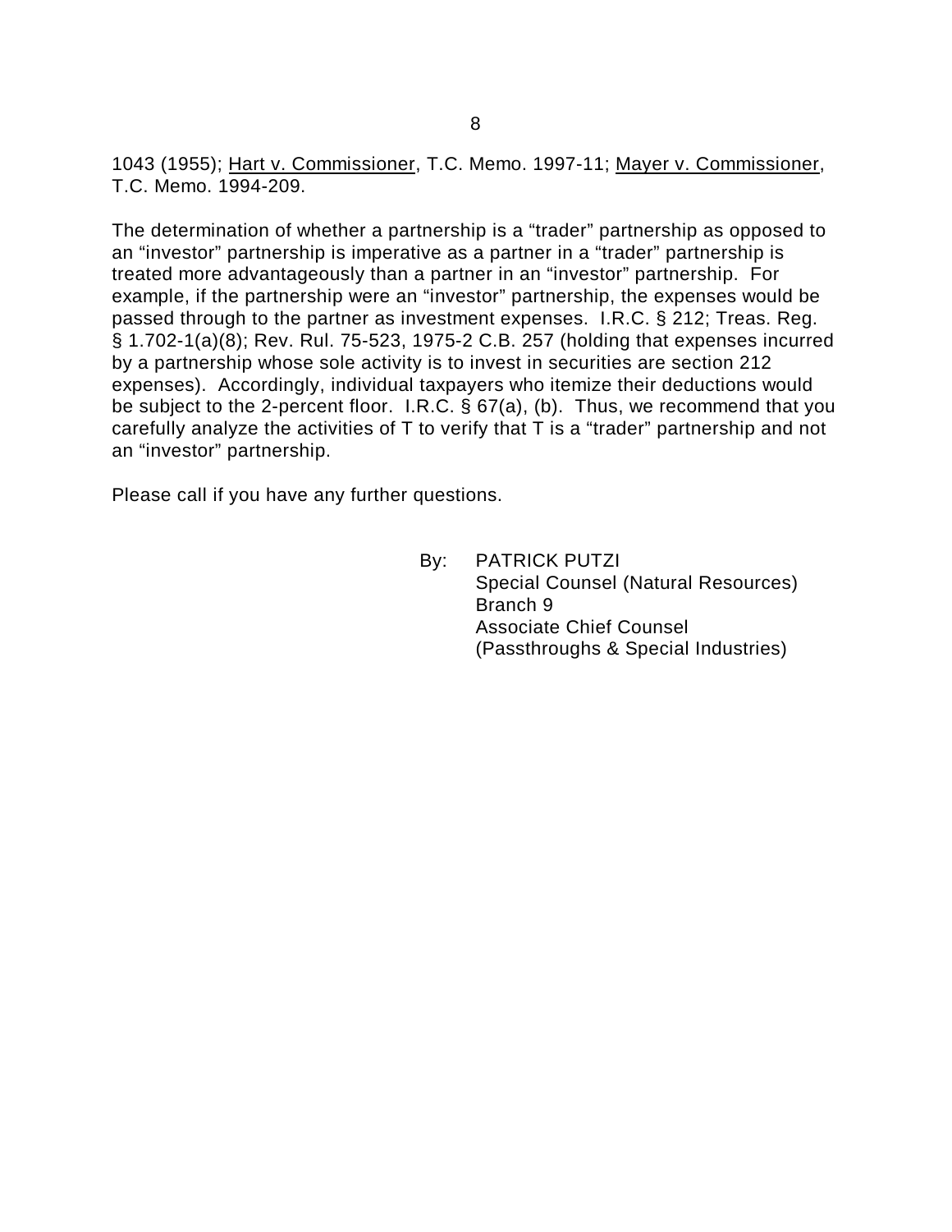1043 (1955); Hart v. Commissioner, T.C. Memo. 1997-11; Mayer v. Commissioner, T.C. Memo. 1994-209.

The determination of whether a partnership is a "trader" partnership as opposed to an "investor" partnership is imperative as a partner in a "trader" partnership is treated more advantageously than a partner in an "investor" partnership. For example, if the partnership were an "investor" partnership, the expenses would be passed through to the partner as investment expenses. I.R.C. § 212; Treas. Reg. § 1.702-1(a)(8); Rev. Rul. 75-523, 1975-2 C.B. 257 (holding that expenses incurred by a partnership whose sole activity is to invest in securities are section 212 expenses). Accordingly, individual taxpayers who itemize their deductions would be subject to the 2-percent floor. I.R.C. § 67(a), (b). Thus, we recommend that you carefully analyze the activities of T to verify that T is a "trader" partnership and not an "investor" partnership.

Please call if you have any further questions.

By: PATRICK PUTZI
Special Counsel (Natural Resources)
Branch 9
Associate Chief Counsel
(Passthroughs & Special Industries)